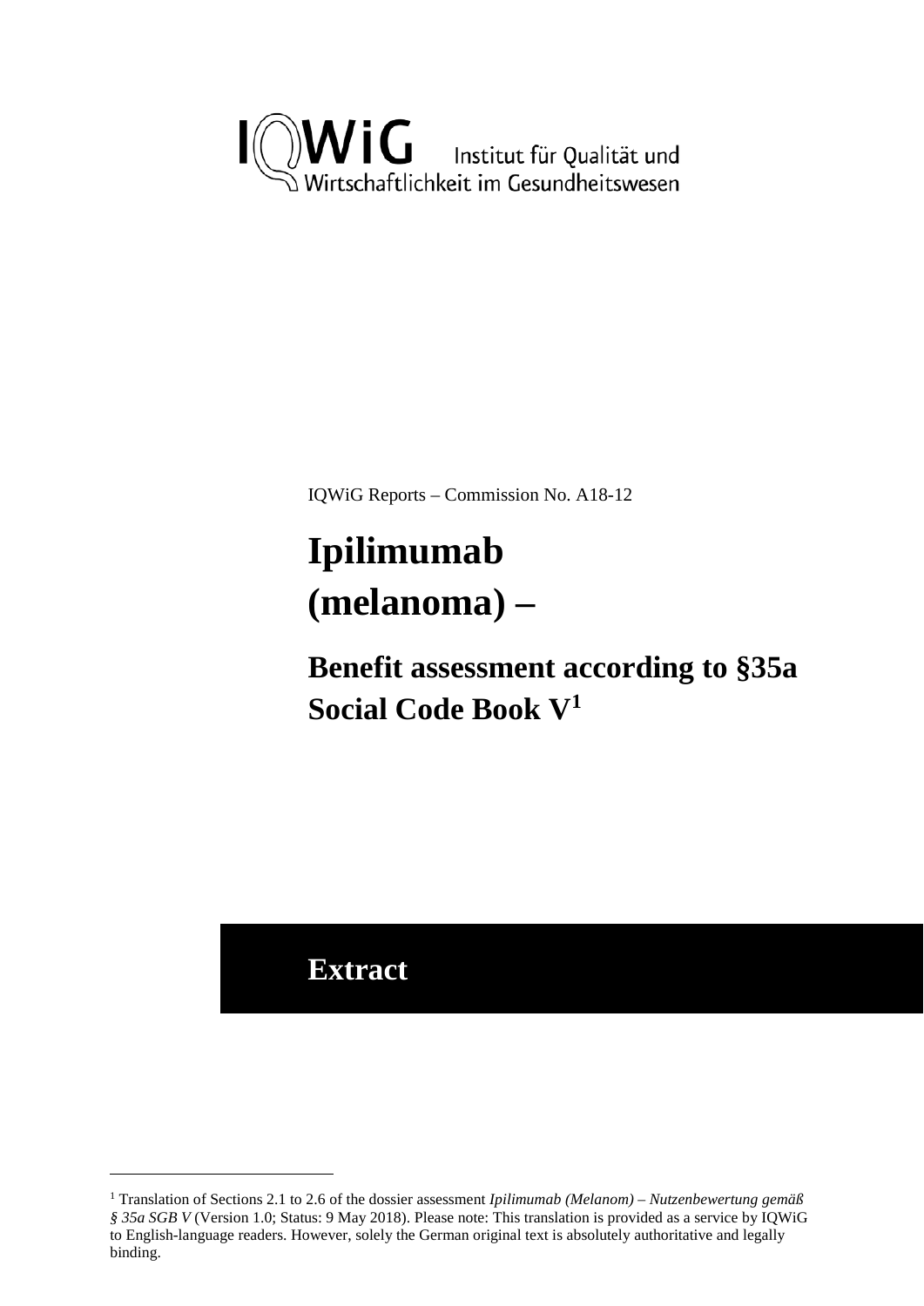IQWiG Institut für Qualität und Wirtschaftlichkeit im Gesundheitswesen

IQWiG Reports – Commission No. A18-12

# Ipilimumab (melanoma) –

## Benefit assessment according to §35a Social Code Book V[1]

## Extract

[1] Translation of Sections 2.1 to 2.6 of the dossier assessment *Ipilimumab (Melanom) – Nutzenbewertung gemäß § 35a SGB V* (Version 1.0; Status: 9 May 2018). Please note: This translation is provided as a service by IQWiG to English-language readers. However, solely the German original text is absolutely authoritative and legally binding.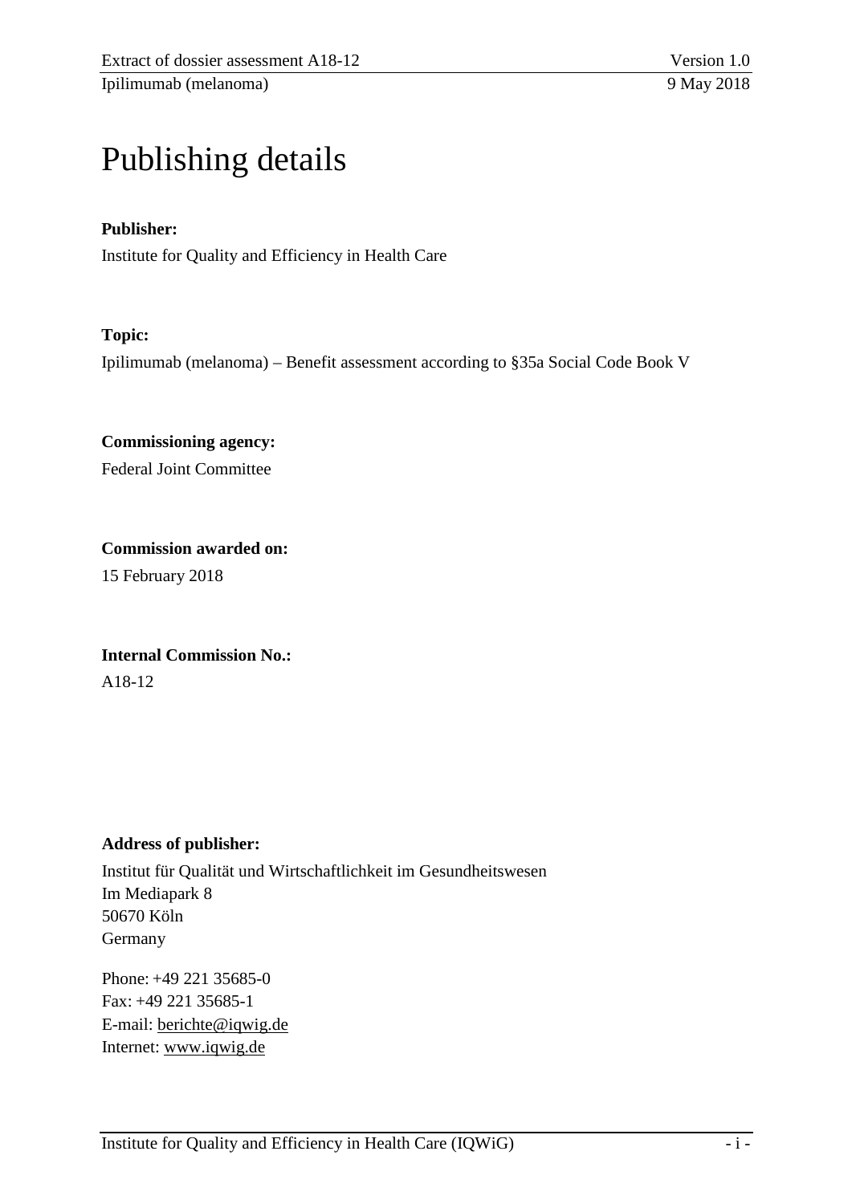# Publishing details

**Publisher:**

Institute for Quality and Efficiency in Health Care

**Topic:**

Ipilimumab (melanoma) – Benefit assessment according to §35a Social Code Book V

**Commissioning agency:**

Federal Joint Committee

**Commission awarded on:**

15 February 2018

**Internal Commission No.:**

A18-12

**Address of publisher:**

Institut für Qualität und Wirtschaftlichkeit im Gesundheitswesen
Im Mediapark 8
50670 Köln
Germany

Phone: +49 221 35685-0
Fax: +49 221 35685-1
E-mail: berichte@iqwig.de
Internet: www.iqwig.de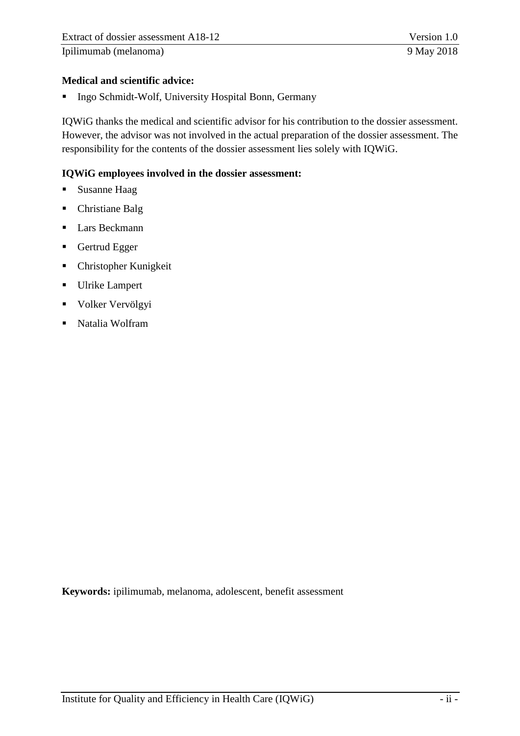**Medical and scientific advice:**

- Ingo Schmidt-Wolf, University Hospital Bonn, Germany

IQWiG thanks the medical and scientific advisor for his contribution to the dossier assessment. However, the advisor was not involved in the actual preparation of the dossier assessment. The responsibility for the contents of the dossier assessment lies solely with IQWiG.

**IQWiG employees involved in the dossier assessment:**

- Susanne Haag
- Christiane Balg
- Lars Beckmann
- Gertrud Egger
- Christopher Kunigkeit
- Ulrike Lampert
- Volker Vervölgyi
- Natalia Wolfram

**Keywords:** ipilimumab, melanoma, adolescent, benefit assessment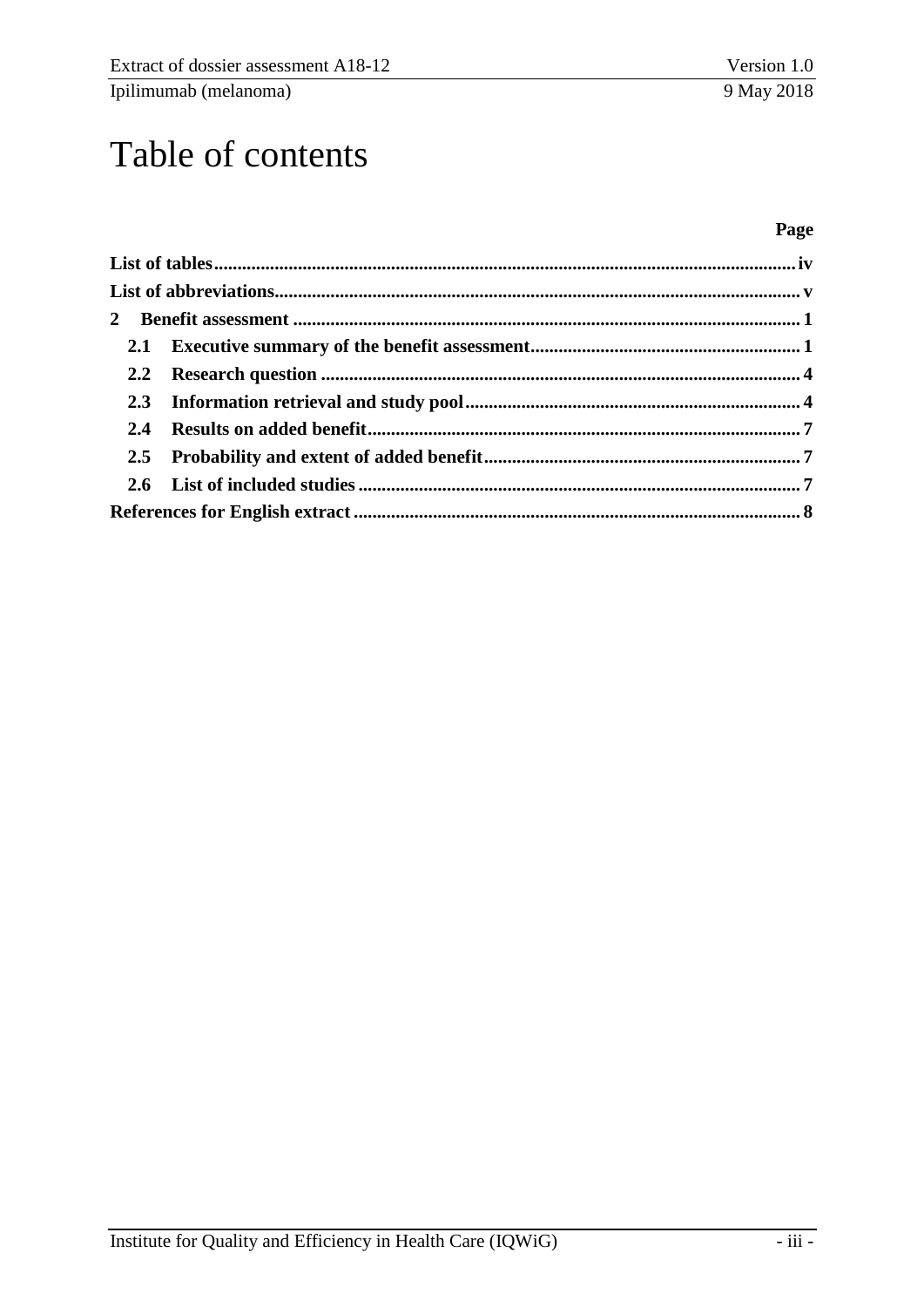# Table of contents

| | Page |
|---|---|
| **List of tables** | **iv** |
| **List of abbreviations** | **v** |
| **2 Benefit assessment** | **1** |
| **2.1 Executive summary of the benefit assessment** | **1** |
| **2.2 Research question** | **4** |
| **2.3 Information retrieval and study pool** | **4** |
| **2.4 Results on added benefit** | **7** |
| **2.5 Probability and extent of added benefit** | **7** |
| **2.6 List of included studies** | **7** |
| **References for English extract** | **8** |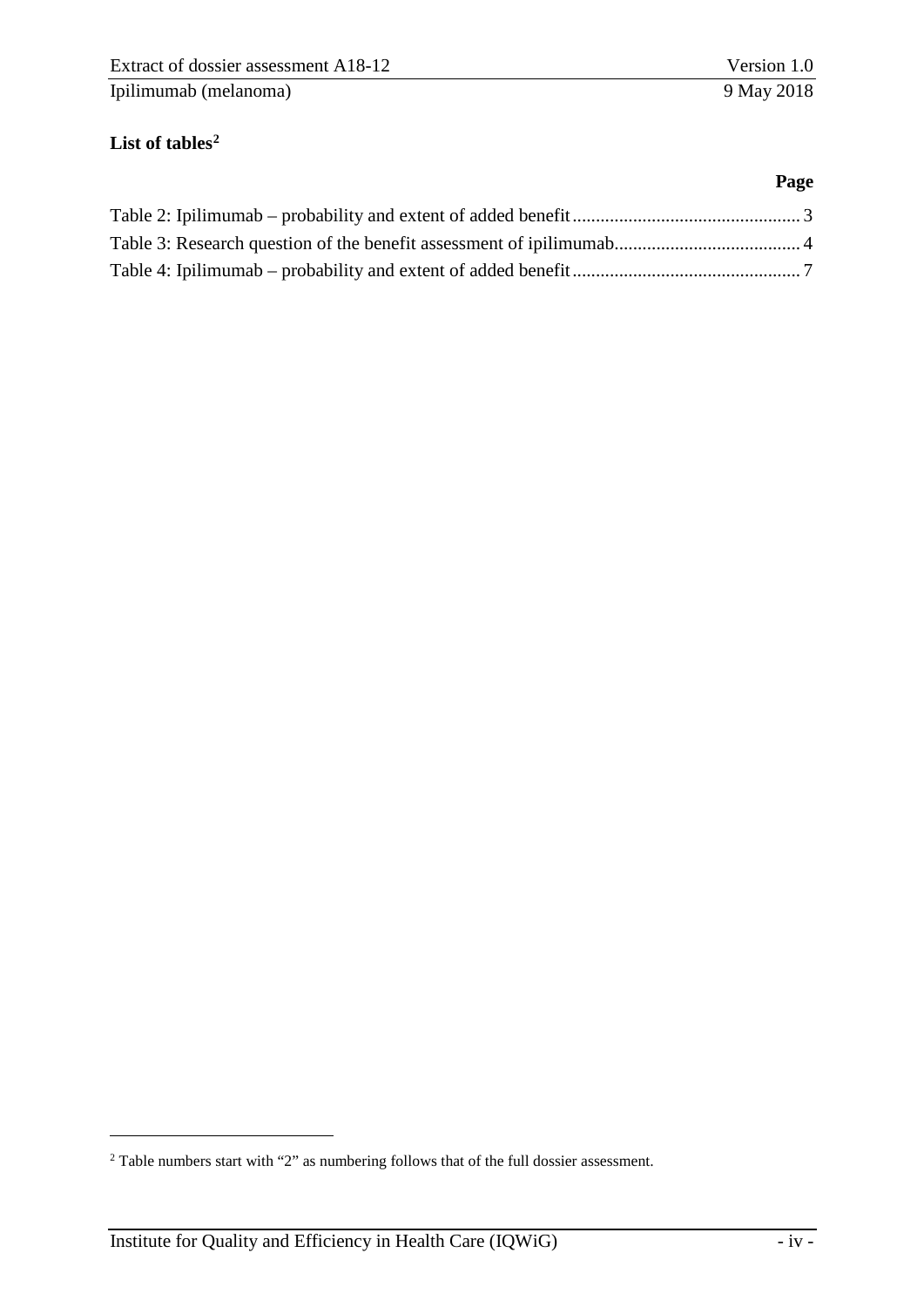## List of tables[2]

**Page**

Table 2: Ipilimumab – probability and extent of added benefit ........................................ 3
Table 3: Research question of the benefit assessment of ipilimumab .................................. 4
Table 4: Ipilimumab – probability and extent of added benefit ........................................ 7

[2] Table numbers start with "2" as numbering follows that of the full dossier assessment.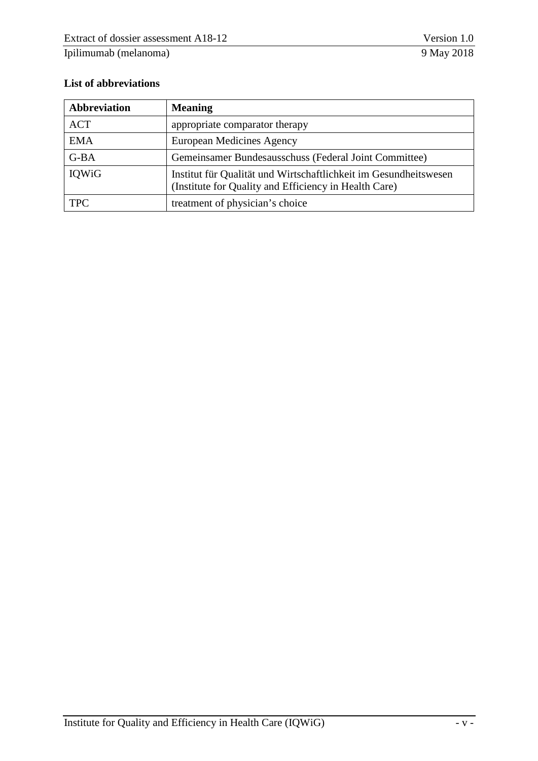### List of abbreviations

| Abbreviation | Meaning |
| --- | --- |
| ACT | appropriate comparator therapy |
| EMA | European Medicines Agency |
| G-BA | Gemeinsamer Bundesausschuss (Federal Joint Committee) |
| IQWiG | Institut für Qualität und Wirtschaftlichkeit im Gesundheitswesen (Institute for Quality and Efficiency in Health Care) |
| TPC | treatment of physician's choice |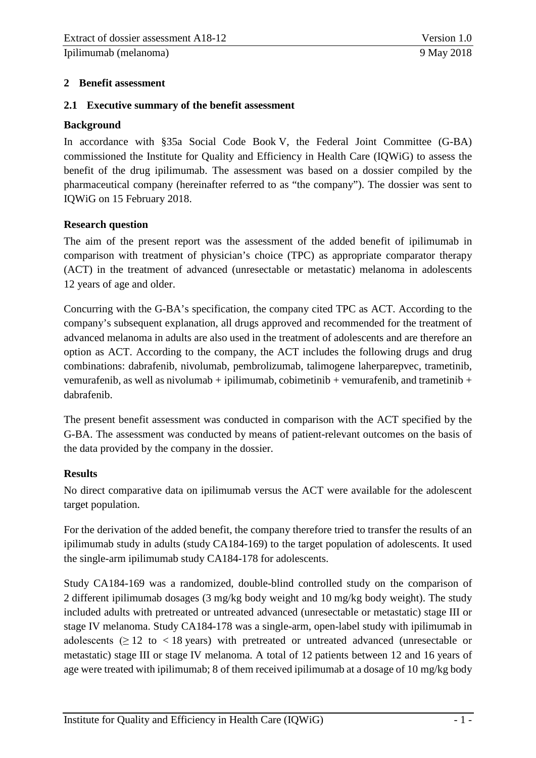## 2 Benefit assessment

### 2.1 Executive summary of the benefit assessment

**Background**

In accordance with §35a Social Code Book V, the Federal Joint Committee (G-BA) commissioned the Institute for Quality and Efficiency in Health Care (IQWiG) to assess the benefit of the drug ipilimumab. The assessment was based on a dossier compiled by the pharmaceutical company (hereinafter referred to as "the company"). The dossier was sent to IQWiG on 15 February 2018.

**Research question**

The aim of the present report was the assessment of the added benefit of ipilimumab in comparison with treatment of physician's choice (TPC) as appropriate comparator therapy (ACT) in the treatment of advanced (unresectable or metastatic) melanoma in adolescents 12 years of age and older.

Concurring with the G-BA's specification, the company cited TPC as ACT. According to the company's subsequent explanation, all drugs approved and recommended for the treatment of advanced melanoma in adults are also used in the treatment of adolescents and are therefore an option as ACT. According to the company, the ACT includes the following drugs and drug combinations: dabrafenib, nivolumab, pembrolizumab, talimogene laherparepvec, trametinib, vemurafenib, as well as nivolumab + ipilimumab, cobimetinib + vemurafenib, and trametinib + dabrafenib.

The present benefit assessment was conducted in comparison with the ACT specified by the G-BA. The assessment was conducted by means of patient-relevant outcomes on the basis of the data provided by the company in the dossier.

**Results**

No direct comparative data on ipilimumab versus the ACT were available for the adolescent target population.

For the derivation of the added benefit, the company therefore tried to transfer the results of an ipilimumab study in adults (study CA184-169) to the target population of adolescents. It used the single-arm ipilimumab study CA184-178 for adolescents.

Study CA184-169 was a randomized, double-blind controlled study on the comparison of 2 different ipilimumab dosages (3 mg/kg body weight and 10 mg/kg body weight). The study included adults with pretreated or untreated advanced (unresectable or metastatic) stage III or stage IV melanoma. Study CA184-178 was a single-arm, open-label study with ipilimumab in adolescents ($\geq 12$ to $< 18$ years) with pretreated or untreated advanced (unresectable or metastatic) stage III or stage IV melanoma. A total of 12 patients between 12 and 16 years of age were treated with ipilimumab; 8 of them received ipilimumab at a dosage of 10 mg/kg body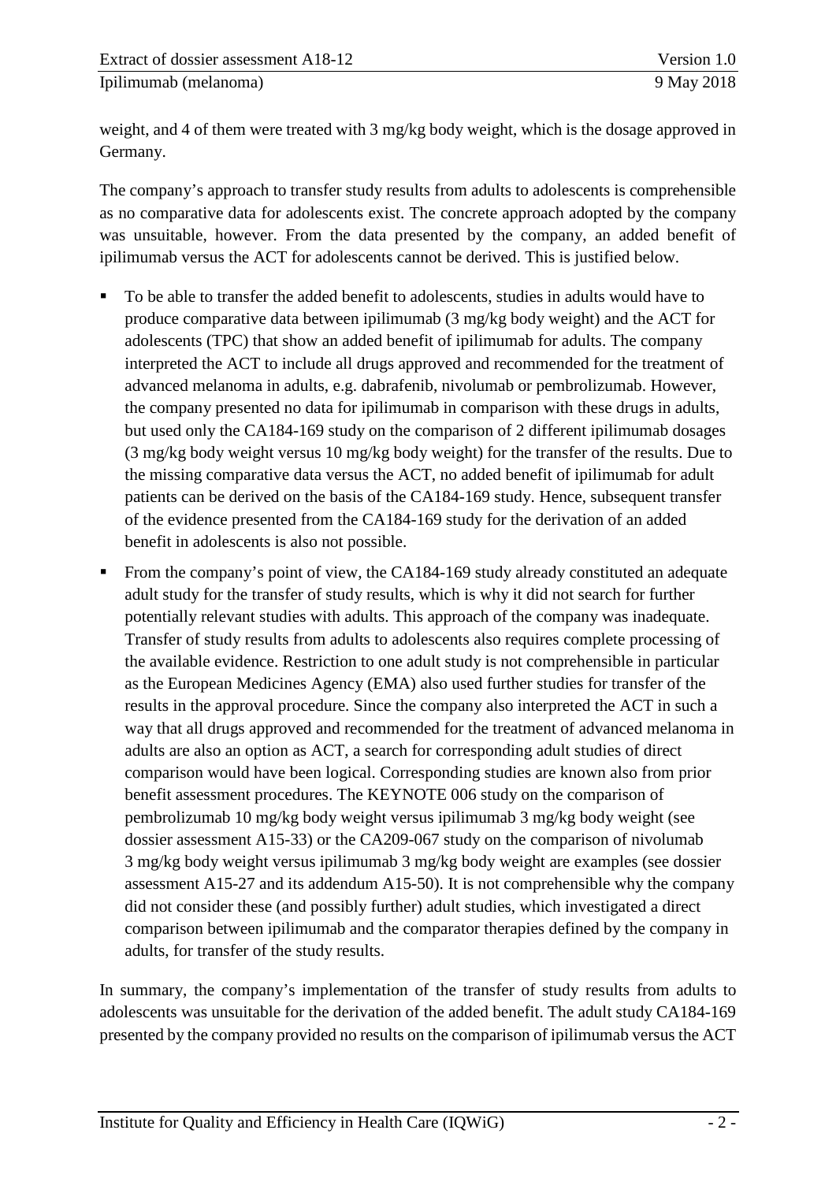weight, and 4 of them were treated with 3 mg/kg body weight, which is the dosage approved in Germany.

The company's approach to transfer study results from adults to adolescents is comprehensible as no comparative data for adolescents exist. The concrete approach adopted by the company was unsuitable, however. From the data presented by the company, an added benefit of ipilimumab versus the ACT for adolescents cannot be derived. This is justified below.

- To be able to transfer the added benefit to adolescents, studies in adults would have to produce comparative data between ipilimumab (3 mg/kg body weight) and the ACT for adolescents (TPC) that show an added benefit of ipilimumab for adults. The company interpreted the ACT to include all drugs approved and recommended for the treatment of advanced melanoma in adults, e.g. dabrafenib, nivolumab or pembrolizumab. However, the company presented no data for ipilimumab in comparison with these drugs in adults, but used only the CA184-169 study on the comparison of 2 different ipilimumab dosages (3 mg/kg body weight versus 10 mg/kg body weight) for the transfer of the results. Due to the missing comparative data versus the ACT, no added benefit of ipilimumab for adult patients can be derived on the basis of the CA184-169 study. Hence, subsequent transfer of the evidence presented from the CA184-169 study for the derivation of an added benefit in adolescents is also not possible.
- From the company's point of view, the CA184-169 study already constituted an adequate adult study for the transfer of study results, which is why it did not search for further potentially relevant studies with adults. This approach of the company was inadequate. Transfer of study results from adults to adolescents also requires complete processing of the available evidence. Restriction to one adult study is not comprehensible in particular as the European Medicines Agency (EMA) also used further studies for transfer of the results in the approval procedure. Since the company also interpreted the ACT in such a way that all drugs approved and recommended for the treatment of advanced melanoma in adults are also an option as ACT, a search for corresponding adult studies of direct comparison would have been logical. Corresponding studies are known also from prior benefit assessment procedures. The KEYNOTE 006 study on the comparison of pembrolizumab 10 mg/kg body weight versus ipilimumab 3 mg/kg body weight (see dossier assessment A15-33) or the CA209-067 study on the comparison of nivolumab 3 mg/kg body weight versus ipilimumab 3 mg/kg body weight are examples (see dossier assessment A15-27 and its addendum A15-50). It is not comprehensible why the company did not consider these (and possibly further) adult studies, which investigated a direct comparison between ipilimumab and the comparator therapies defined by the company in adults, for transfer of the study results.

In summary, the company's implementation of the transfer of study results from adults to adolescents was unsuitable for the derivation of the added benefit. The adult study CA184-169 presented by the company provided no results on the comparison of ipilimumab versus the ACT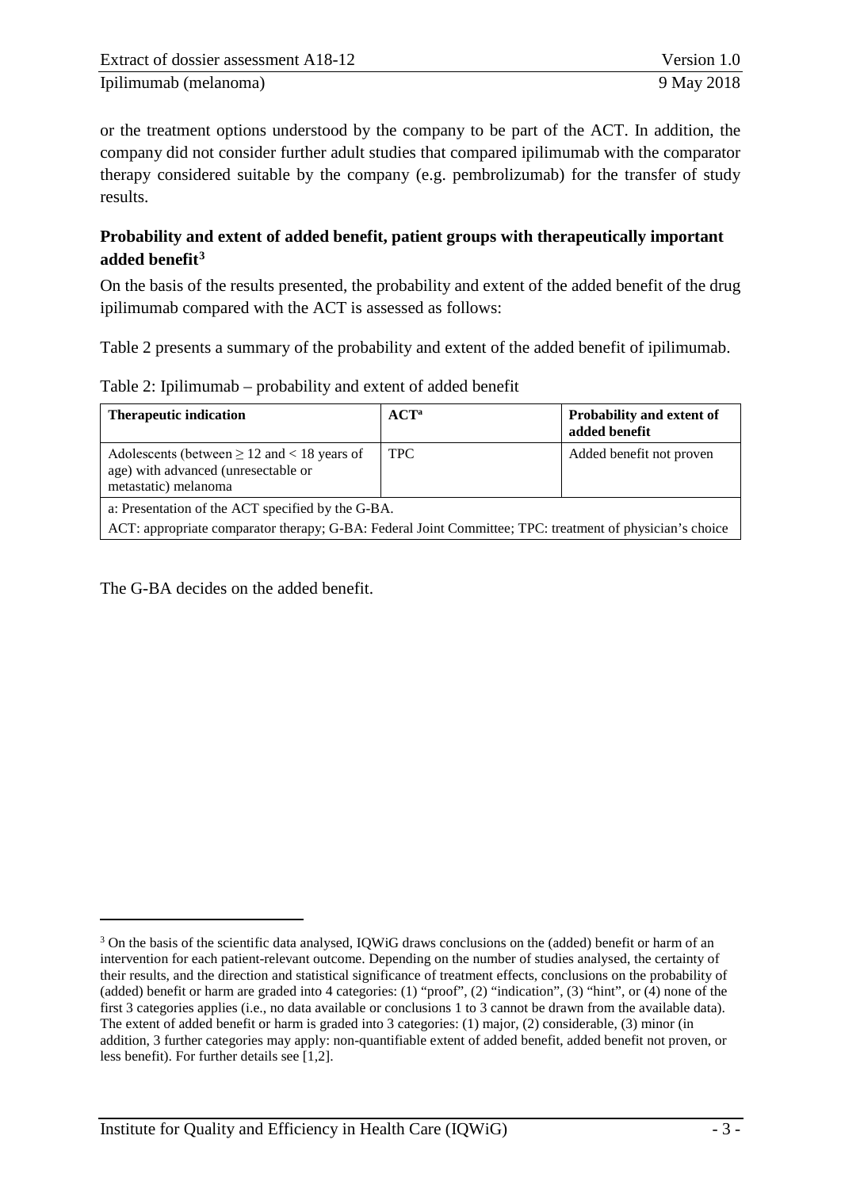or the treatment options understood by the company to be part of the ACT. In addition, the company did not consider further adult studies that compared ipilimumab with the comparator therapy considered suitable by the company (e.g. pembrolizumab) for the transfer of study results.

### Probability and extent of added benefit, patient groups with therapeutically important added benefit[3]

On the basis of the results presented, the probability and extent of the added benefit of the drug ipilimumab compared with the ACT is assessed as follows:

Table 2 presents a summary of the probability and extent of the added benefit of ipilimumab.

Table 2: Ipilimumab – probability and extent of added benefit

| Therapeutic indication | ACT[a] | Probability and extent of added benefit |
|---|---|---|
| Adolescents (between ≥ 12 and < 18 years of age) with advanced (unresectable or metastatic) melanoma | TPC | Added benefit not proven |
| a: Presentation of the ACT specified by the G-BA. | | |
| ACT: appropriate comparator therapy; G-BA: Federal Joint Committee; TPC: treatment of physician's choice | | |

The G-BA decides on the added benefit.

[3] On the basis of the scientific data analysed, IQWiG draws conclusions on the (added) benefit or harm of an intervention for each patient-relevant outcome. Depending on the number of studies analysed, the certainty of their results, and the direction and statistical significance of treatment effects, conclusions on the probability of (added) benefit or harm are graded into 4 categories: (1) "proof", (2) "indication", (3) "hint", or (4) none of the first 3 categories applies (i.e., no data available or conclusions 1 to 3 cannot be drawn from the available data). The extent of added benefit or harm is graded into 3 categories: (1) major, (2) considerable, (3) minor (in addition, 3 further categories may apply: non-quantifiable extent of added benefit, added benefit not proven, or less benefit). For further details see [1,2].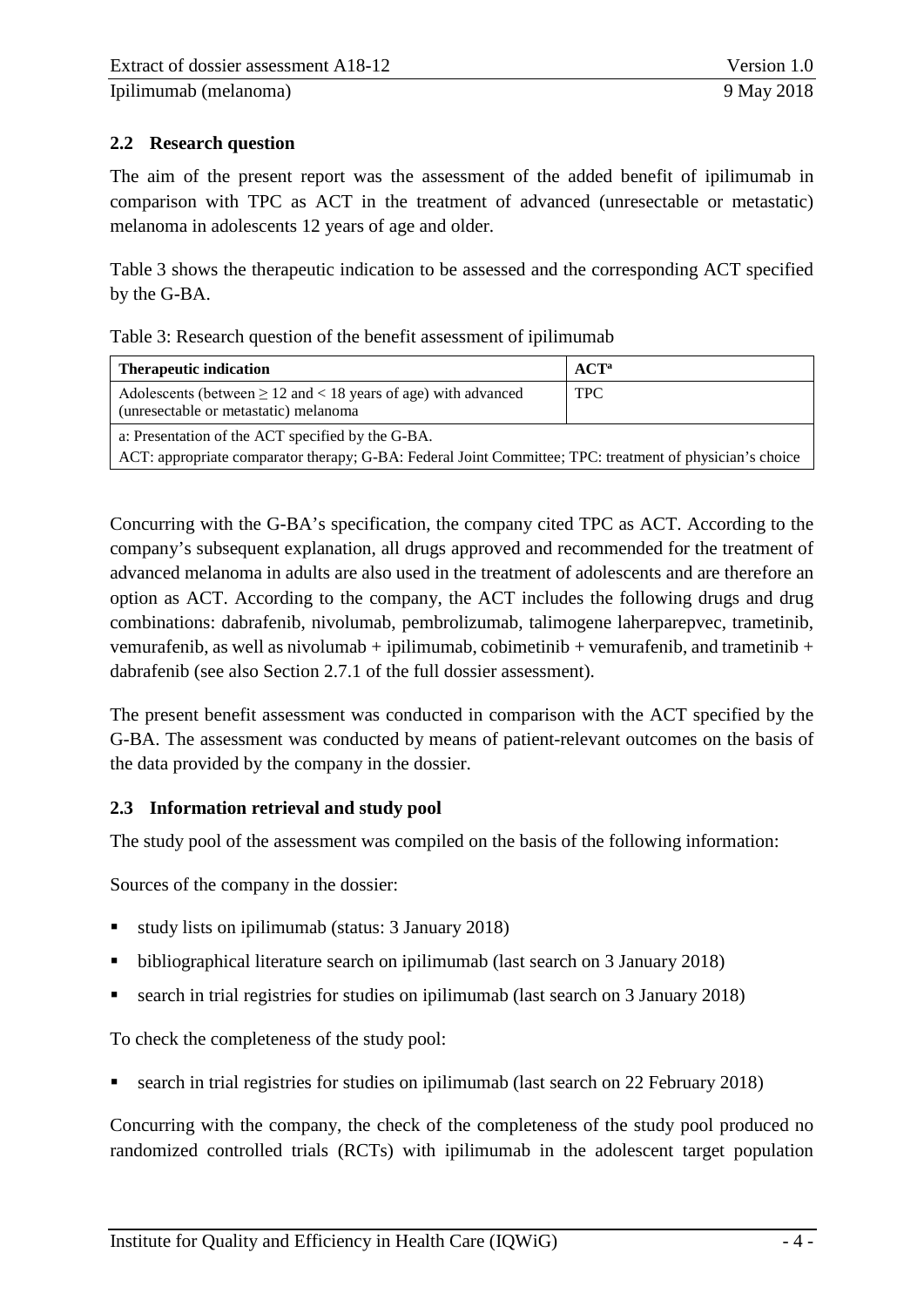## 2.2 Research question

The aim of the present report was the assessment of the added benefit of ipilimumab in comparison with TPC as ACT in the treatment of advanced (unresectable or metastatic) melanoma in adolescents 12 years of age and older.

Table 3 shows the therapeutic indication to be assessed and the corresponding ACT specified by the G-BA.

Table 3: Research question of the benefit assessment of ipilimumab

| Therapeutic indication | ACT[a] |
|---|---|
| Adolescents (between $\geq 12$ and $< 18$ years of age) with advanced (unresectable or metastatic) melanoma | TPC |
| a: Presentation of the ACT specified by the G-BA.<br>ACT: appropriate comparator therapy; G-BA: Federal Joint Committee; TPC: treatment of physician's choice | |

Concurring with the G-BA's specification, the company cited TPC as ACT. According to the company's subsequent explanation, all drugs approved and recommended for the treatment of advanced melanoma in adults are also used in the treatment of adolescents and are therefore an option as ACT. According to the company, the ACT includes the following drugs and drug combinations: dabrafenib, nivolumab, pembrolizumab, talimogene laherparepvec, trametinib, vemurafenib, as well as nivolumab + ipilimumab, cobimetinib + vemurafenib, and trametinib + dabrafenib (see also Section 2.7.1 of the full dossier assessment).

The present benefit assessment was conducted in comparison with the ACT specified by the G-BA. The assessment was conducted by means of patient-relevant outcomes on the basis of the data provided by the company in the dossier.

## 2.3 Information retrieval and study pool

The study pool of the assessment was compiled on the basis of the following information:

Sources of the company in the dossier:

- study lists on ipilimumab (status: 3 January 2018)
- bibliographical literature search on ipilimumab (last search on 3 January 2018)
- search in trial registries for studies on ipilimumab (last search on 3 January 2018)

To check the completeness of the study pool:

- search in trial registries for studies on ipilimumab (last search on 22 February 2018)

Concurring with the company, the check of the completeness of the study pool produced no randomized controlled trials (RCTs) with ipilimumab in the adolescent target population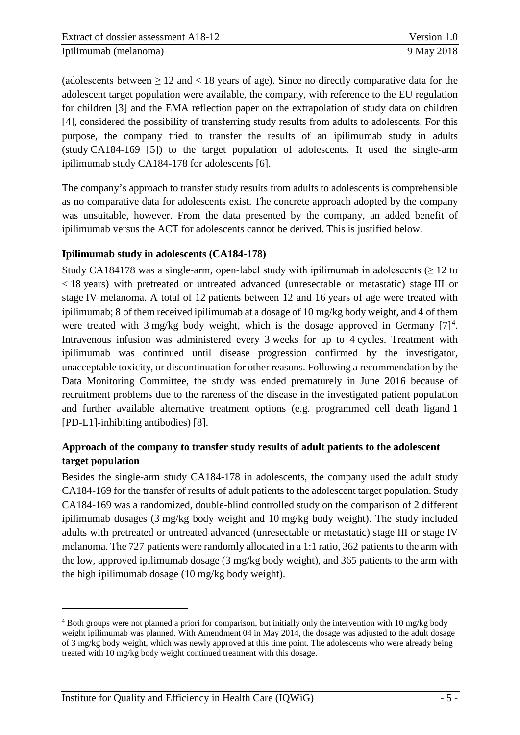(adolescents between ≥ 12 and < 18 years of age). Since no directly comparative data for the adolescent target population were available, the company, with reference to the EU regulation for children [3] and the EMA reflection paper on the extrapolation of study data on children [4], considered the possibility of transferring study results from adults to adolescents. For this purpose, the company tried to transfer the results of an ipilimumab study in adults (study CA184-169 [5]) to the target population of adolescents. It used the single-arm ipilimumab study CA184-178 for adolescents [6].

The company's approach to transfer study results from adults to adolescents is comprehensible as no comparative data for adolescents exist. The concrete approach adopted by the company was unsuitable, however. From the data presented by the company, an added benefit of ipilimumab versus the ACT for adolescents cannot be derived. This is justified below.

**Ipilimumab study in adolescents (CA184-178)**

Study CA184178 was a single-arm, open-label study with ipilimumab in adolescents (≥ 12 to < 18 years) with pretreated or untreated advanced (unresectable or metastatic) stage III or stage IV melanoma. A total of 12 patients between 12 and 16 years of age were treated with ipilimumab; 8 of them received ipilimumab at a dosage of 10 mg/kg body weight, and 4 of them were treated with 3 mg/kg body weight, which is the dosage approved in Germany [7][4]. Intravenous infusion was administered every 3 weeks for up to 4 cycles. Treatment with ipilimumab was continued until disease progression confirmed by the investigator, unacceptable toxicity, or discontinuation for other reasons. Following a recommendation by the Data Monitoring Committee, the study was ended prematurely in June 2016 because of recruitment problems due to the rareness of the disease in the investigated patient population and further available alternative treatment options (e.g. programmed cell death ligand 1 [PD-L1]-inhibiting antibodies) [8].

**Approach of the company to transfer study results of adult patients to the adolescent target population**

Besides the single-arm study CA184-178 in adolescents, the company used the adult study CA184-169 for the transfer of results of adult patients to the adolescent target population. Study CA184-169 was a randomized, double-blind controlled study on the comparison of 2 different ipilimumab dosages (3 mg/kg body weight and 10 mg/kg body weight). The study included adults with pretreated or untreated advanced (unresectable or metastatic) stage III or stage IV melanoma. The 727 patients were randomly allocated in a 1:1 ratio, 362 patients to the arm with the low, approved ipilimumab dosage (3 mg/kg body weight), and 365 patients to the arm with the high ipilimumab dosage (10 mg/kg body weight).

---

[4] Both groups were not planned a priori for comparison, but initially only the intervention with 10 mg/kg body weight ipilimumab was planned. With Amendment 04 in May 2014, the dosage was adjusted to the adult dosage of 3 mg/kg body weight, which was newly approved at this time point. The adolescents who were already being treated with 10 mg/kg body weight continued treatment with this dosage.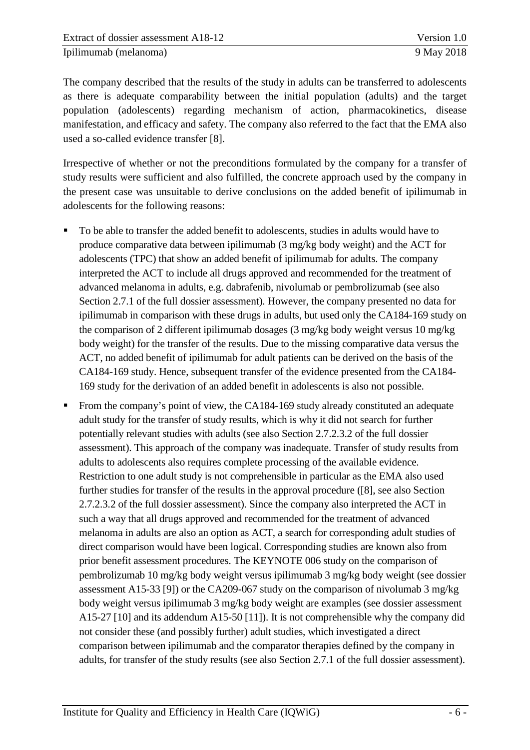The company described that the results of the study in adults can be transferred to adolescents as there is adequate comparability between the initial population (adults) and the target population (adolescents) regarding mechanism of action, pharmacokinetics, disease manifestation, and efficacy and safety. The company also referred to the fact that the EMA also used a so-called evidence transfer [8].

Irrespective of whether or not the preconditions formulated by the company for a transfer of study results were sufficient and also fulfilled, the concrete approach used by the company in the present case was unsuitable to derive conclusions on the added benefit of ipilimumab in adolescents for the following reasons:

- To be able to transfer the added benefit to adolescents, studies in adults would have to produce comparative data between ipilimumab (3 mg/kg body weight) and the ACT for adolescents (TPC) that show an added benefit of ipilimumab for adults. The company interpreted the ACT to include all drugs approved and recommended for the treatment of advanced melanoma in adults, e.g. dabrafenib, nivolumab or pembrolizumab (see also Section 2.7.1 of the full dossier assessment). However, the company presented no data for ipilimumab in comparison with these drugs in adults, but used only the CA184-169 study on the comparison of 2 different ipilimumab dosages (3 mg/kg body weight versus 10 mg/kg body weight) for the transfer of the results. Due to the missing comparative data versus the ACT, no added benefit of ipilimumab for adult patients can be derived on the basis of the CA184-169 study. Hence, subsequent transfer of the evidence presented from the CA184-169 study for the derivation of an added benefit in adolescents is also not possible.
- From the company's point of view, the CA184-169 study already constituted an adequate adult study for the transfer of study results, which is why it did not search for further potentially relevant studies with adults (see also Section 2.7.2.3.2 of the full dossier assessment). This approach of the company was inadequate. Transfer of study results from adults to adolescents also requires complete processing of the available evidence. Restriction to one adult study is not comprehensible in particular as the EMA also used further studies for transfer of the results in the approval procedure ([8], see also Section 2.7.2.3.2 of the full dossier assessment). Since the company also interpreted the ACT in such a way that all drugs approved and recommended for the treatment of advanced melanoma in adults are also an option as ACT, a search for corresponding adult studies of direct comparison would have been logical. Corresponding studies are known also from prior benefit assessment procedures. The KEYNOTE 006 study on the comparison of pembrolizumab 10 mg/kg body weight versus ipilimumab 3 mg/kg body weight (see dossier assessment A15-33 [9]) or the CA209-067 study on the comparison of nivolumab 3 mg/kg body weight versus ipilimumab 3 mg/kg body weight are examples (see dossier assessment A15-27 [10] and its addendum A15-50 [11]). It is not comprehensible why the company did not consider these (and possibly further) adult studies, which investigated a direct comparison between ipilimumab and the comparator therapies defined by the company in adults, for transfer of the study results (see also Section 2.7.1 of the full dossier assessment).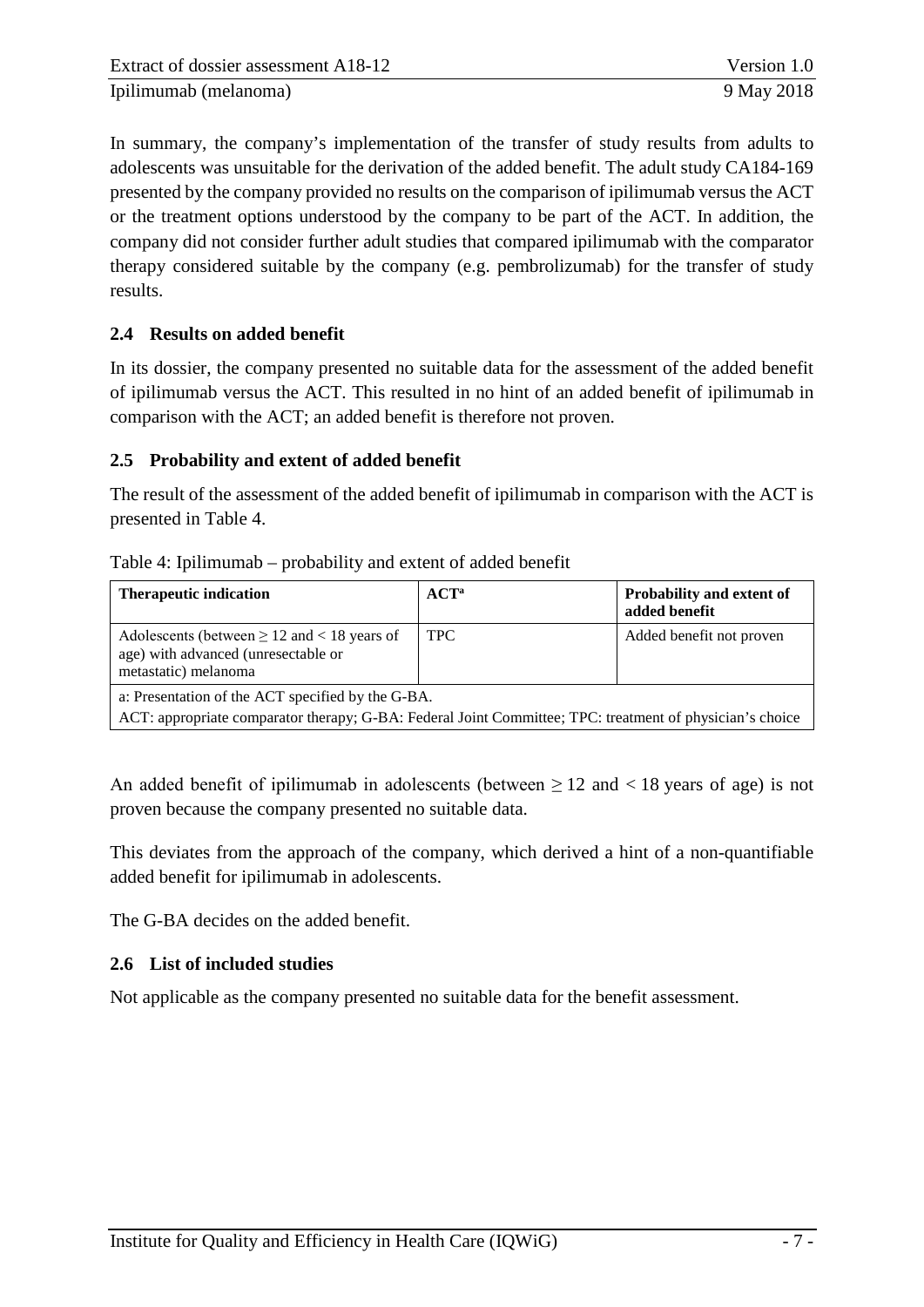In summary, the company's implementation of the transfer of study results from adults to adolescents was unsuitable for the derivation of the added benefit. The adult study CA184-169 presented by the company provided no results on the comparison of ipilimumab versus the ACT or the treatment options understood by the company to be part of the ACT. In addition, the company did not consider further adult studies that compared ipilimumab with the comparator therapy considered suitable by the company (e.g. pembrolizumab) for the transfer of study results.

## 2.4 Results on added benefit

In its dossier, the company presented no suitable data for the assessment of the added benefit of ipilimumab versus the ACT. This resulted in no hint of an added benefit of ipilimumab in comparison with the ACT; an added benefit is therefore not proven.

## 2.5 Probability and extent of added benefit

The result of the assessment of the added benefit of ipilimumab in comparison with the ACT is presented in Table 4.

Table 4: Ipilimumab – probability and extent of added benefit

| Therapeutic indication | ACT[a] | Probability and extent of added benefit |
|---|---|---|
| Adolescents (between ≥ 12 and < 18 years of age) with advanced (unresectable or metastatic) melanoma | TPC | Added benefit not proven |
| a: Presentation of the ACT specified by the G-BA.<br>ACT: appropriate comparator therapy; G-BA: Federal Joint Committee; TPC: treatment of physician's choice | | |

An added benefit of ipilimumab in adolescents (between ≥ 12 and < 18 years of age) is not proven because the company presented no suitable data.

This deviates from the approach of the company, which derived a hint of a non-quantifiable added benefit for ipilimumab in adolescents.

The G-BA decides on the added benefit.

## 2.6 List of included studies

Not applicable as the company presented no suitable data for the benefit assessment.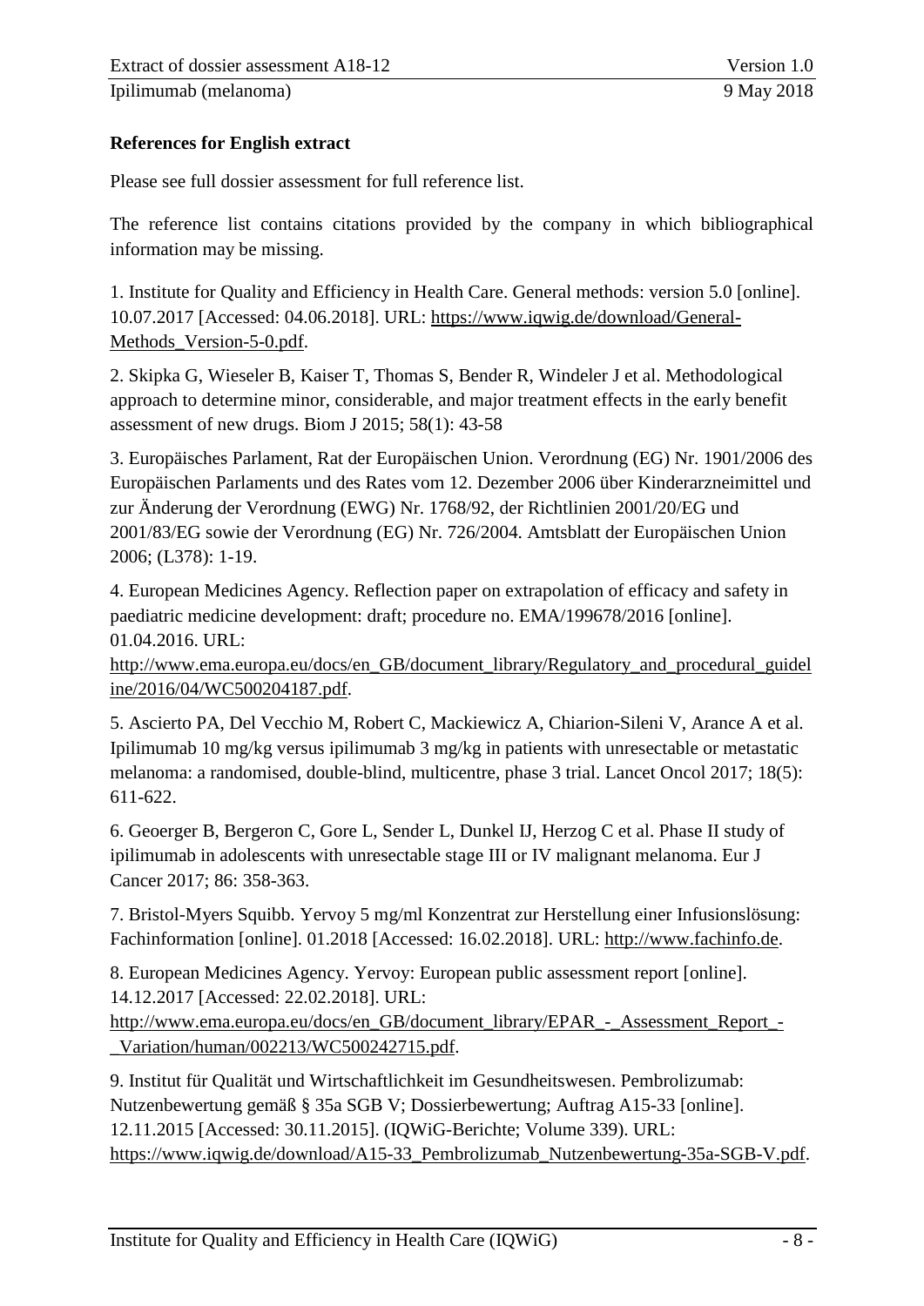**References for English extract**

Please see full dossier assessment for full reference list.

The reference list contains citations provided by the company in which bibliographical information may be missing.

1. Institute for Quality and Efficiency in Health Care. General methods: version 5.0 [online]. 10.07.2017 [Accessed: 04.06.2018]. URL: https://www.iqwig.de/download/General-Methods_Version-5-0.pdf.

2. Skipka G, Wieseler B, Kaiser T, Thomas S, Bender R, Windeler J et al. Methodological approach to determine minor, considerable, and major treatment effects in the early benefit assessment of new drugs. Biom J 2015; 58(1): 43-58

3. Europäisches Parlament, Rat der Europäischen Union. Verordnung (EG) Nr. 1901/2006 des Europäischen Parlaments und des Rates vom 12. Dezember 2006 über Kinderarzneimittel und zur Änderung der Verordnung (EWG) Nr. 1768/92, der Richtlinien 2001/20/EG und 2001/83/EG sowie der Verordnung (EG) Nr. 726/2004. Amtsblatt der Europäischen Union 2006; (L378): 1-19.

4. European Medicines Agency. Reflection paper on extrapolation of efficacy and safety in paediatric medicine development: draft; procedure no. EMA/199678/2016 [online]. 01.04.2016. URL: http://www.ema.europa.eu/docs/en_GB/document_library/Regulatory_and_procedural_guideline/2016/04/WC500204187.pdf.

5. Ascierto PA, Del Vecchio M, Robert C, Mackiewicz A, Chiarion-Sileni V, Arance A et al. Ipilimumab 10 mg/kg versus ipilimumab 3 mg/kg in patients with unresectable or metastatic melanoma: a randomised, double-blind, multicentre, phase 3 trial. Lancet Oncol 2017; 18(5): 611-622.

6. Geoerger B, Bergeron C, Gore L, Sender L, Dunkel IJ, Herzog C et al. Phase II study of ipilimumab in adolescents with unresectable stage III or IV malignant melanoma. Eur J Cancer 2017; 86: 358-363.

7. Bristol-Myers Squibb. Yervoy 5 mg/ml Konzentrat zur Herstellung einer Infusionslösung: Fachinformation [online]. 01.2018 [Accessed: 16.02.2018]. URL: http://www.fachinfo.de.

8. European Medicines Agency. Yervoy: European public assessment report [online]. 14.12.2017 [Accessed: 22.02.2018]. URL: http://www.ema.europa.eu/docs/en_GB/document_library/EPAR_-_Assessment_Report_-_Variation/human/002213/WC500242715.pdf.

9. Institut für Qualität und Wirtschaftlichkeit im Gesundheitswesen. Pembrolizumab: Nutzenbewertung gemäß § 35a SGB V; Dossierbewertung; Auftrag A15-33 [online]. 12.11.2015 [Accessed: 30.11.2015]. (IQWiG-Berichte; Volume 339). URL: https://www.iqwig.de/download/A15-33_Pembrolizumab_Nutzenbewertung-35a-SGB-V.pdf.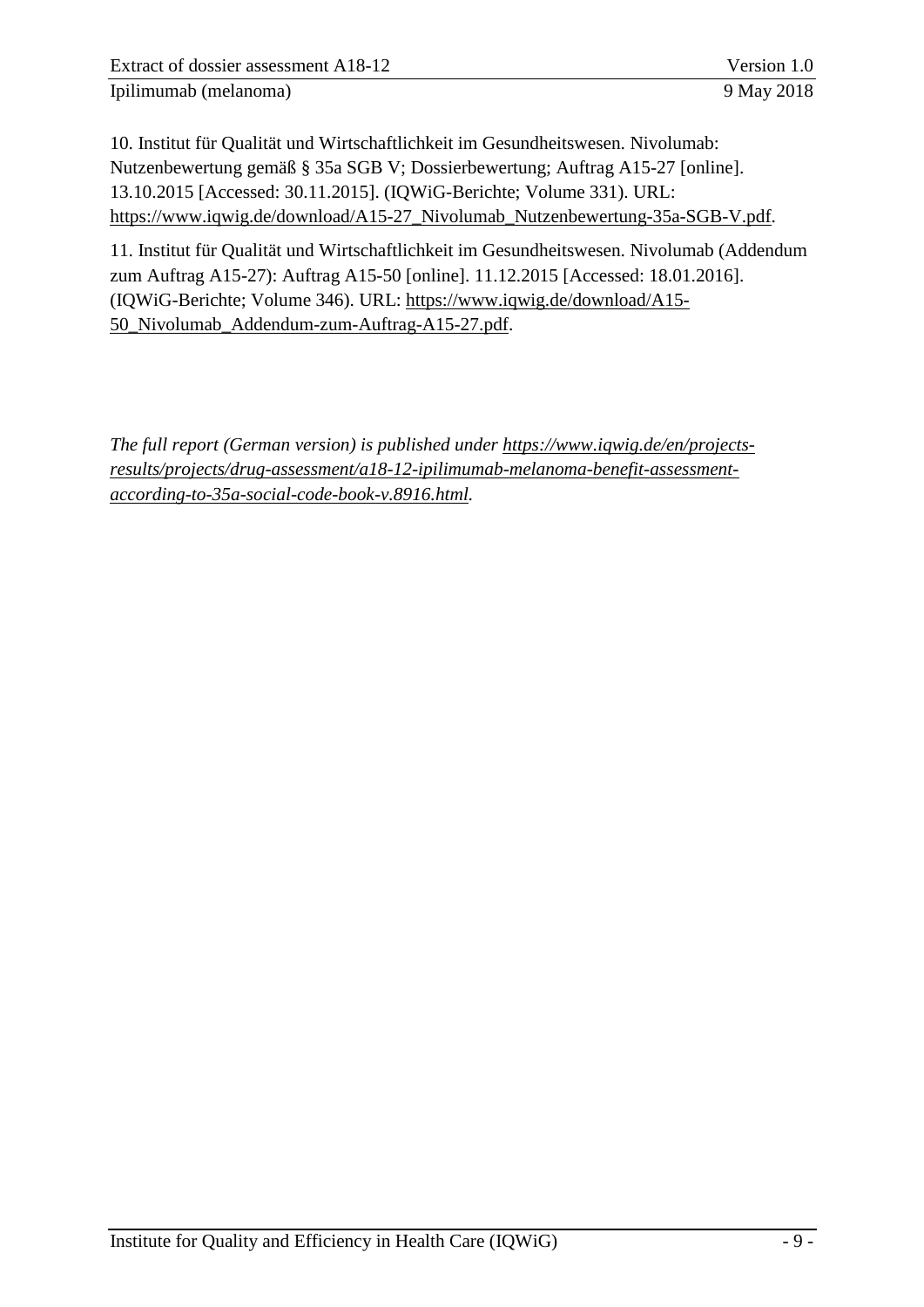10. Institut für Qualität und Wirtschaftlichkeit im Gesundheitswesen. Nivolumab: Nutzenbewertung gemäß § 35a SGB V; Dossierbewertung; Auftrag A15-27 [online]. 13.10.2015 [Accessed: 30.11.2015]. (IQWiG-Berichte; Volume 331). URL: https://www.iqwig.de/download/A15-27_Nivolumab_Nutzenbewertung-35a-SGB-V.pdf.

11. Institut für Qualität und Wirtschaftlichkeit im Gesundheitswesen. Nivolumab (Addendum zum Auftrag A15-27): Auftrag A15-50 [online]. 11.12.2015 [Accessed: 18.01.2016]. (IQWiG-Berichte; Volume 346). URL: https://www.iqwig.de/download/A15-50_Nivolumab_Addendum-zum-Auftrag-A15-27.pdf.

*The full report (German version) is published under https://www.iqwig.de/en/projects-results/projects/drug-assessment/a18-12-ipilimumab-melanoma-benefit-assessment-according-to-35a-social-code-book-v.8916.html.*